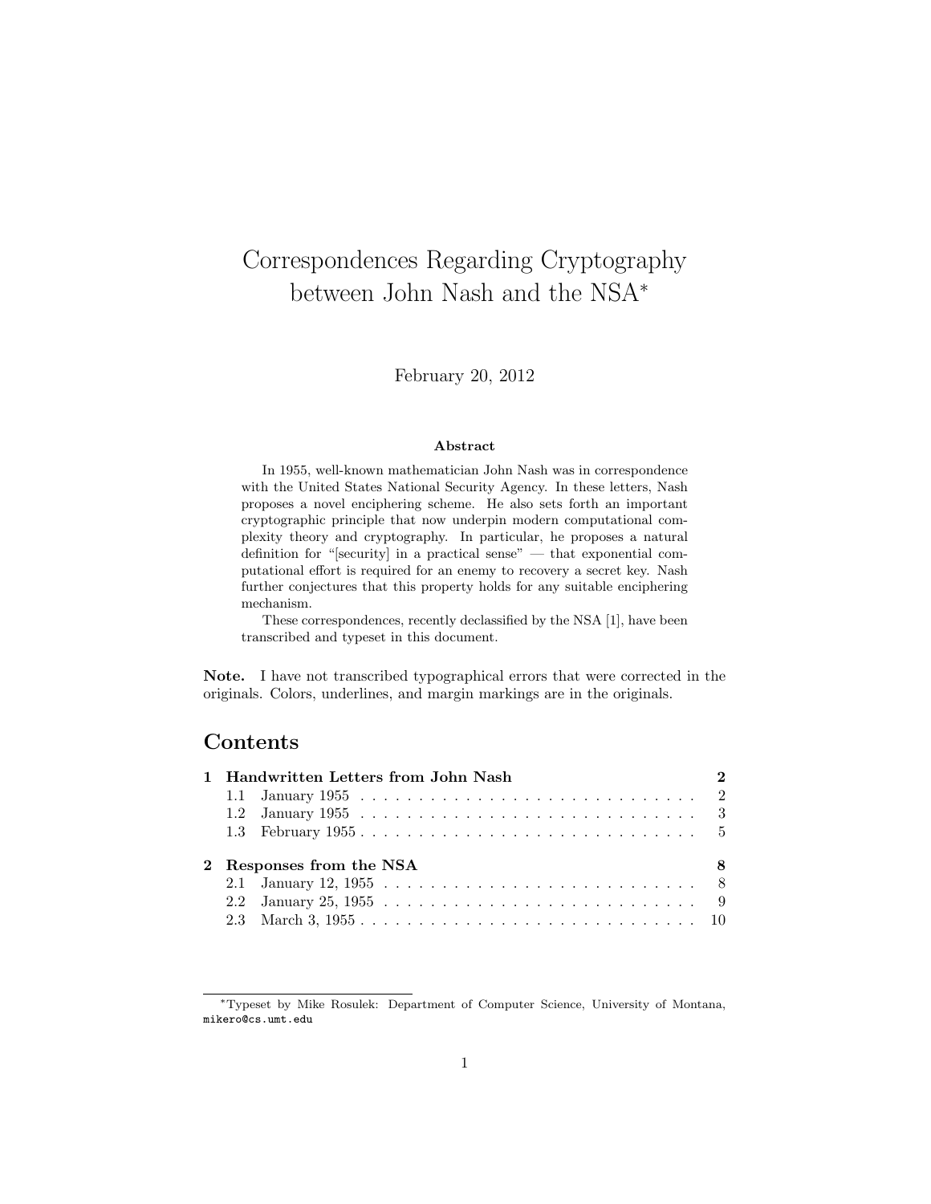# Correspondences Regarding Cryptography between John Nash and the NSA*

February 20, 2012

**Abstract**

In 1955, well-known mathematician John Nash was in correspondence with the United States National Security Agency. In these letters, Nash proposes a novel enciphering scheme. He also sets forth an important cryptographic principle that now underpin modern computational complexity theory and cryptography. In particular, he proposes a natural definition for "[security] in a practical sense" — that exponential computational effort is required for an enemy to recovery a secret key. Nash further conjectures that this property holds for any suitable enciphering mechanism.

These correspondences, recently declassified by the NSA [1], have been transcribed and typeset in this document.

**Note.** I have not transcribed typographical errors that were corrected in the originals. Colors, underlines, and margin markings are in the originals.

## Contents

**1 Handwritten Letters from John Nash** — 2
- 1.1 January 1955 — 2
- 1.2 January 1955 — 3
- 1.3 February 1955 — 5

**2 Responses from the NSA** — 8
- 2.1 January 12, 1955 — 8
- 2.2 January 25, 1955 — 9
- 2.3 March 3, 1955 — 10

*Typeset by Mike Rosulek: Department of Computer Science, University of Montana, `mikero@cs.umt.edu`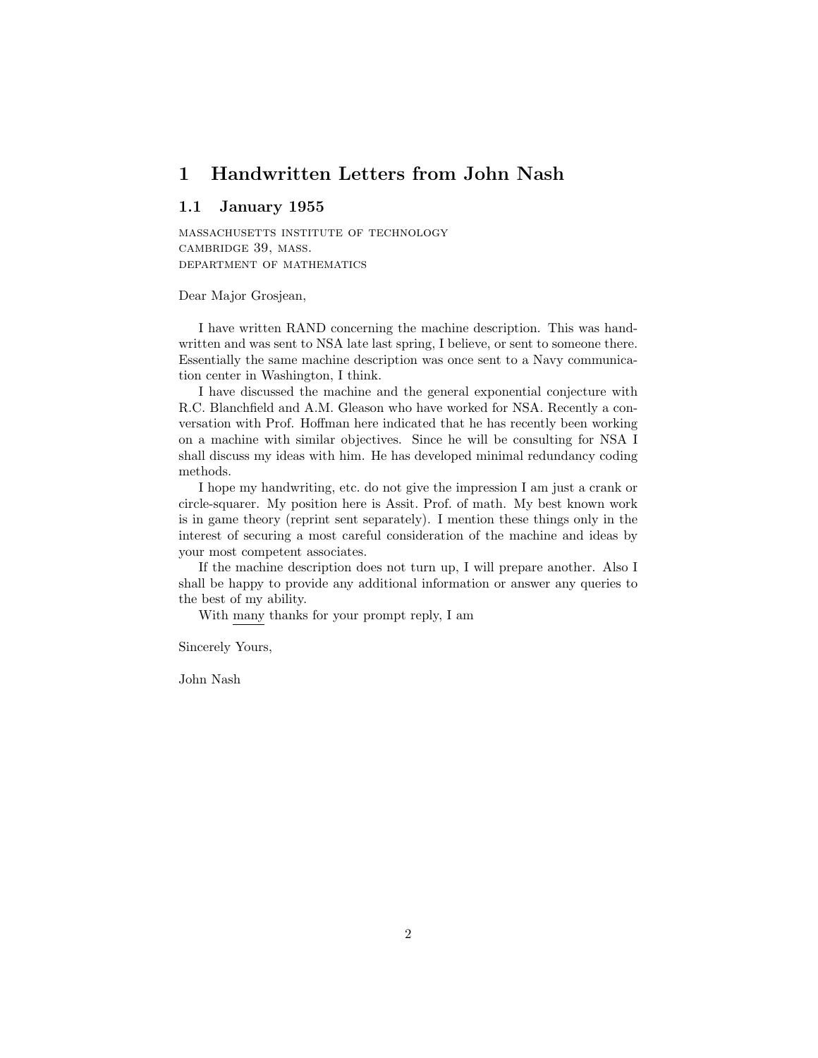# 1 Handwritten Letters from John Nash

## 1.1 January 1955

MASSACHUSETTS INSTITUTE OF TECHNOLOGY
CAMBRIDGE 39, MASS.
DEPARTMENT OF MATHEMATICS

Dear Major Grosjean,

I have written RAND concerning the machine description. This was handwritten and was sent to NSA late last spring, I believe, or sent to someone there. Essentially the same machine description was once sent to a Navy communication center in Washington, I think.

I have discussed the machine and the general exponential conjecture with R.C. Blanchfield and A.M. Gleason who have worked for NSA. Recently a conversation with Prof. Hoffman here indicated that he has recently been working on a machine with similar objectives. Since he will be consulting for NSA I shall discuss my ideas with him. He has developed minimal redundancy coding methods.

I hope my handwriting, etc. do not give the impression I am just a crank or circle-squarer. My position here is Assit. Prof. of math. My best known work is in game theory (reprint sent separately). I mention these things only in the interest of securing a most careful consideration of the machine and ideas by your most competent associates.

If the machine description does not turn up, I will prepare another. Also I shall be happy to provide any additional information or answer any queries to the best of my ability.

With <u>many</u> thanks for your prompt reply, I am

Sincerely Yours,

John Nash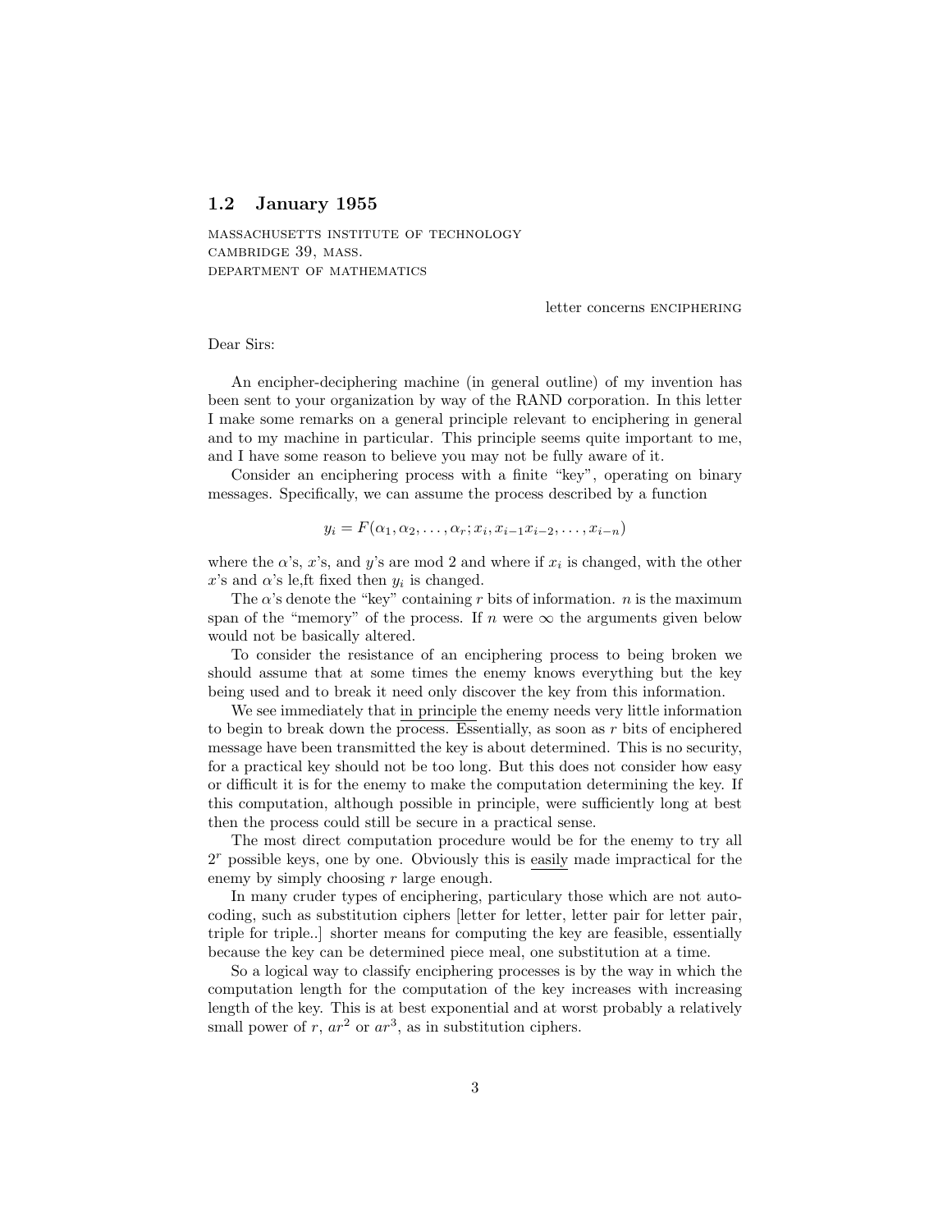## 1.2 January 1955

MASSACHUSETTS INSTITUTE OF TECHNOLOGY
CAMBRIDGE 39, MASS.
DEPARTMENT OF MATHEMATICS

letter concerns ENCIPHERING

Dear Sirs:

An encipher-deciphering machine (in general outline) of my invention has been sent to your organization by way of the RAND corporation. In this letter I make some remarks on a general principle relevant to enciphering in general and to my machine in particular. This principle seems quite important to me, and I have some reason to believe you may not be fully aware of it.

Consider an enciphering process with a finite "key", operating on binary messages. Specifically, we can assume the process described by a function

$$y_i = F(\alpha_1, \alpha_2, \ldots, \alpha_r; x_i, x_{i-1}x_{i-2}, \ldots, x_{i-n})$$

where the $\alpha$'s, $x$'s, and $y$'s are mod 2 and where if $x_i$ is changed, with the other $x$'s and $\alpha$'s le,ft fixed then $y_i$ is changed.

The $\alpha$'s denote the "key" containing $r$ bits of information. $n$ is the maximum span of the "memory" of the process. If $n$ were $\infty$ the arguments given below would not be basically altered.

To consider the resistance of an enciphering process to being broken we should assume that at some times the enemy knows everything but the key being used and to break it need only discover the key from this information.

We see immediately that <u>in principle</u> the enemy needs very little information to begin to break down the process. Essentially, as soon as $r$ bits of enciphered message have been transmitted the key is about determined. This is no security, for a practical key should not be too long. But this does not consider how easy or difficult it is for the enemy to make the computation determining the key. If this computation, although possible in principle, were sufficiently long at best then the process could still be secure in a practical sense.

The most direct computation procedure would be for the enemy to try all $2^r$ possible keys, one by one. Obviously this is <u>easily</u> made impractical for the enemy by simply choosing $r$ large enough.

In many cruder types of enciphering, particulary those which are not autocoding, such as substitution ciphers [letter for letter, letter pair for letter pair, triple for triple..] shorter means for computing the key are feasible, essentially because the key can be determined piece meal, one substitution at a time.

So a logical way to classify enciphering processes is by the way in which the computation length for the computation of the key increases with increasing length of the key. This is at best exponential and at worst probably a relatively small power of $r$, $ar^2$ or $ar^3$, as in substitution ciphers.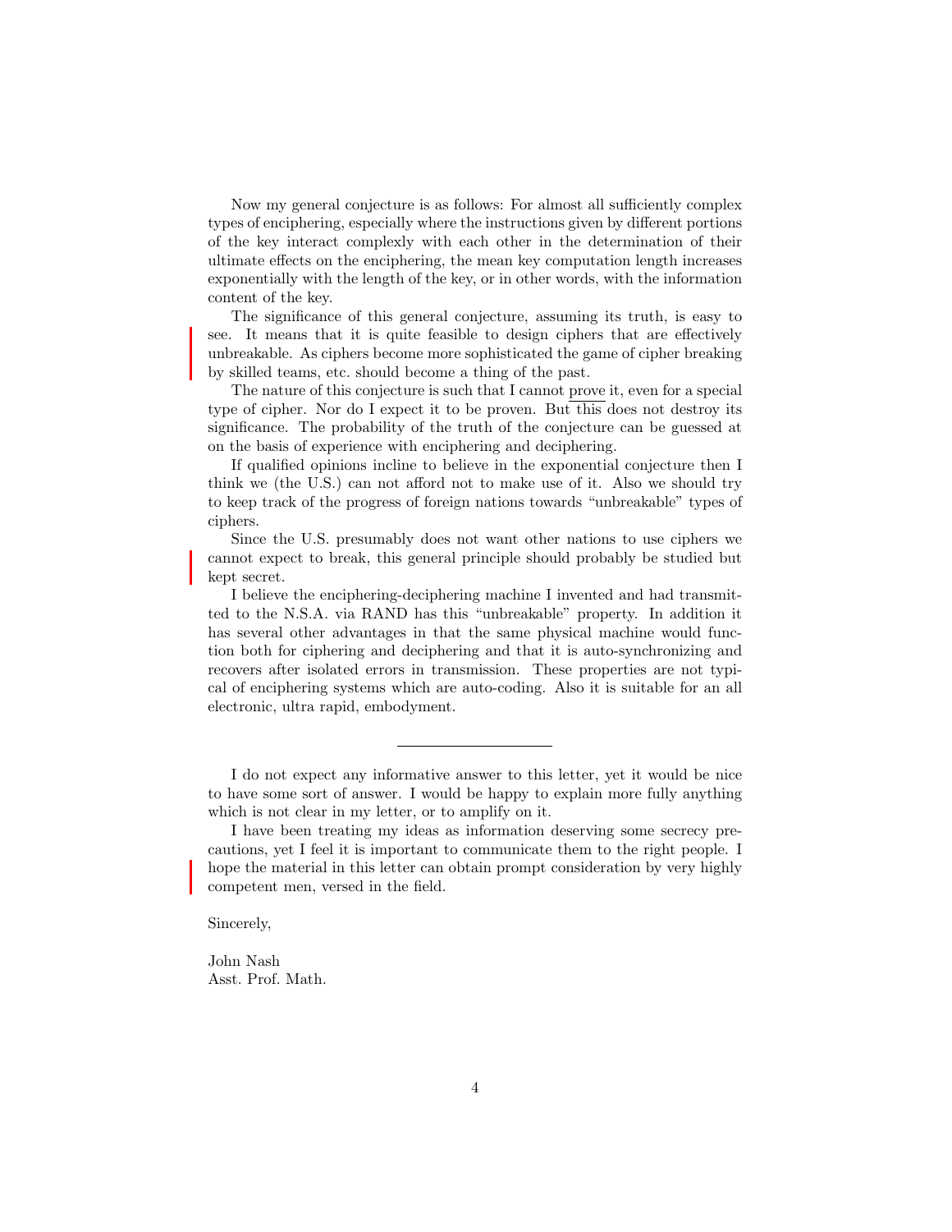Now my general conjecture is as follows: For almost all sufficiently complex types of enciphering, especially where the instructions given by different portions of the key interact complexly with each other in the determination of their ultimate effects on the enciphering, the mean key computation length increases exponentially with the length of the key, or in other words, with the information content of the key.

The significance of this general conjecture, assuming its truth, is easy to see. It means that it is quite feasible to design ciphers that are effectively unbreakable. As ciphers become more sophisticated the game of cipher breaking by skilled teams, etc. should become a thing of the past.

The nature of this conjecture is such that I cannot prove it, even for a special type of cipher. Nor do I expect it to be proven. But this does not destroy its significance. The probability of the truth of the conjecture can be guessed at on the basis of experience with enciphering and deciphering.

If qualified opinions incline to believe in the exponential conjecture then I think we (the U.S.) can not afford not to make use of it. Also we should try to keep track of the progress of foreign nations towards "unbreakable" types of ciphers.

Since the U.S. presumably does not want other nations to use ciphers we cannot expect to break, this general principle should probably be studied but kept secret.

I believe the enciphering-deciphering machine I invented and had transmitted to the N.S.A. via RAND has this "unbreakable" property. In addition it has several other advantages in that the same physical machine would function both for ciphering and deciphering and that it is auto-synchronizing and recovers after isolated errors in transmission. These properties are not typical of enciphering systems which are auto-coding. Also it is suitable for an all electronic, ultra rapid, embodiment.

---

I do not expect any informative answer to this letter, yet it would be nice to have some sort of answer. I would be happy to explain more fully anything which is not clear in my letter, or to amplify on it.

I have been treating my ideas as information deserving some secrecy precautions, yet I feel it is important to communicate them to the right people. I hope the material in this letter can obtain prompt consideration by very highly competent men, versed in the field.

Sincerely,

John Nash
Asst. Prof. Math.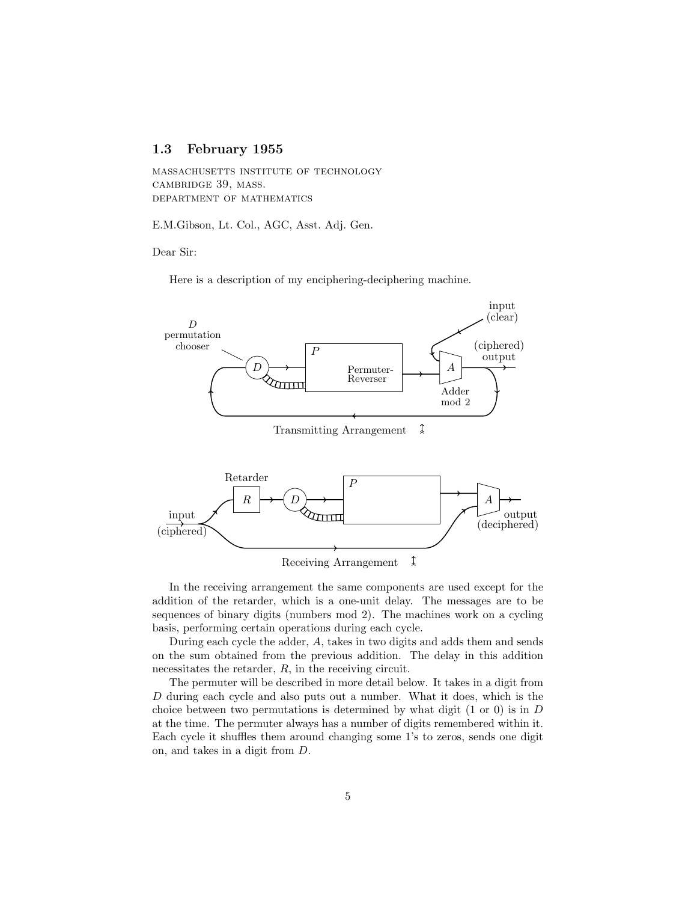## 1.3 February 1955

MASSACHUSETTS INSTITUTE OF TECHNOLOGY
CAMBRIDGE 39, MASS.
DEPARTMENT OF MATHEMATICS

E.M.Gibson, Lt. Col., AGC, Asst. Adj. Gen.

Dear Sir:

Here is a description of my enciphering-deciphering machine.

Transmitting Arrangement

Receiving Arrangement

In the receiving arrangement the same components are used except for the addition of the retarder, which is a one-unit delay. The messages are to be sequences of binary digits (numbers mod 2). The machines work on a cycling basis, performing certain operations during each cycle.

During each cycle the adder, $A$, takes in two digits and adds them and sends on the sum obtained from the previous addition. The delay in this addition necessitates the retarder, $R$, in the receiving circuit.

The permuter will be described in more detail below. It takes in a digit from $D$ during each cycle and also puts out a number. What it does, which is the choice between two permutations is determined by what digit (1 or 0) is in $D$ at the time. The permuter always has a number of digits remembered within it. Each cycle it shuffles them around changing some 1's to zeros, sends one digit on, and takes in a digit from $D$.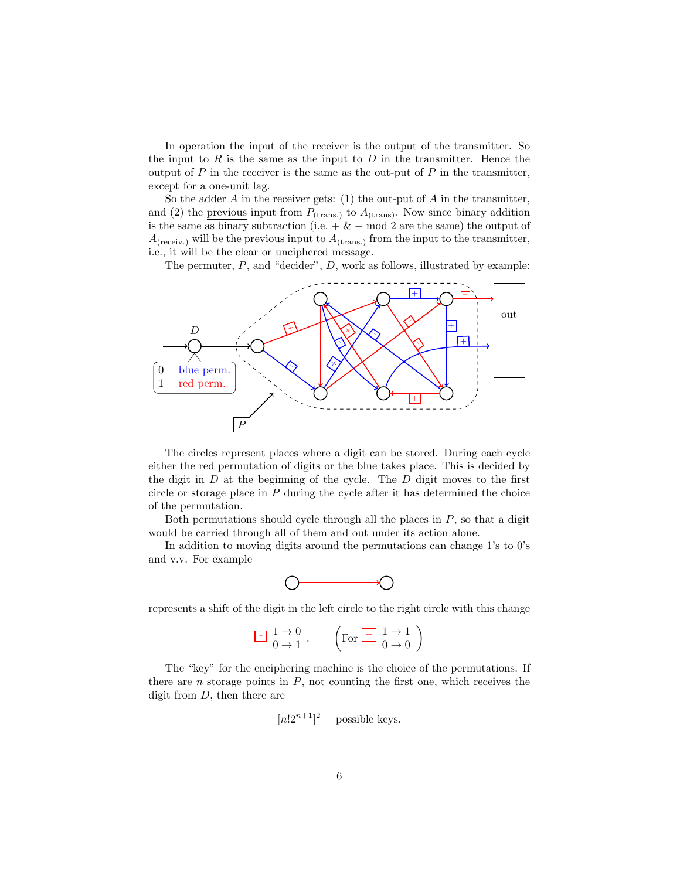In operation the input of the receiver is the output of the transmitter. So the input to $R$ is the same as the input to $D$ in the transmitter. Hence the output of $P$ in the receiver is the same as the out-put of $P$ in the transmitter, except for a one-unit lag.

So the adder $A$ in the receiver gets: (1) the out-put of $A$ in the transmitter, and (2) the previous input from $P_{\text{(trans.)}}$ to $A_{\text{(trans)}}$. Now since binary addition is the same as binary subtraction (i.e. + & − mod 2 are the same) the output of $A_{\text{(receiv.)}}$ will be the previous input to $A_{\text{(trans.)}}$ from the input to the transmitter, i.e., it will be the clear or unciphered message.

The permuter, $P$, and "decider", $D$, work as follows, illustrated by example:

$D$

0 blue perm.
1 red perm.

$P$

out

The circles represent places where a digit can be stored. During each cycle either the red permutation of digits or the blue takes place. This is decided by the digit in $D$ at the beginning of the cycle. The $D$ digit moves to the first circle or storage place in $P$ during the cycle after it has determined the choice of the permutation.

Both permutations should cycle through all the places in $P$, so that a digit would be carried through all of them and out under its action alone.

In addition to moving digits around the permutations can change 1's to 0's and v.v. For example

○ —[−]→ ○

represents a shift of the digit in the left circle to the right circle with this change

$$\boxed{-}\ \begin{matrix} 1 \to 0 \\ 0 \to 1 \end{matrix}\ . \qquad \left(\text{For } \boxed{+}\ \begin{matrix} 1 \to 1 \\ 0 \to 0 \end{matrix}\right)$$

The "key" for the enciphering machine is the choice of the permutations. If there are $n$ storage points in $P$, not counting the first one, which receives the digit from $D$, then there are

$$[n!2^{n+1}]^2 \quad \text{possible keys.}$$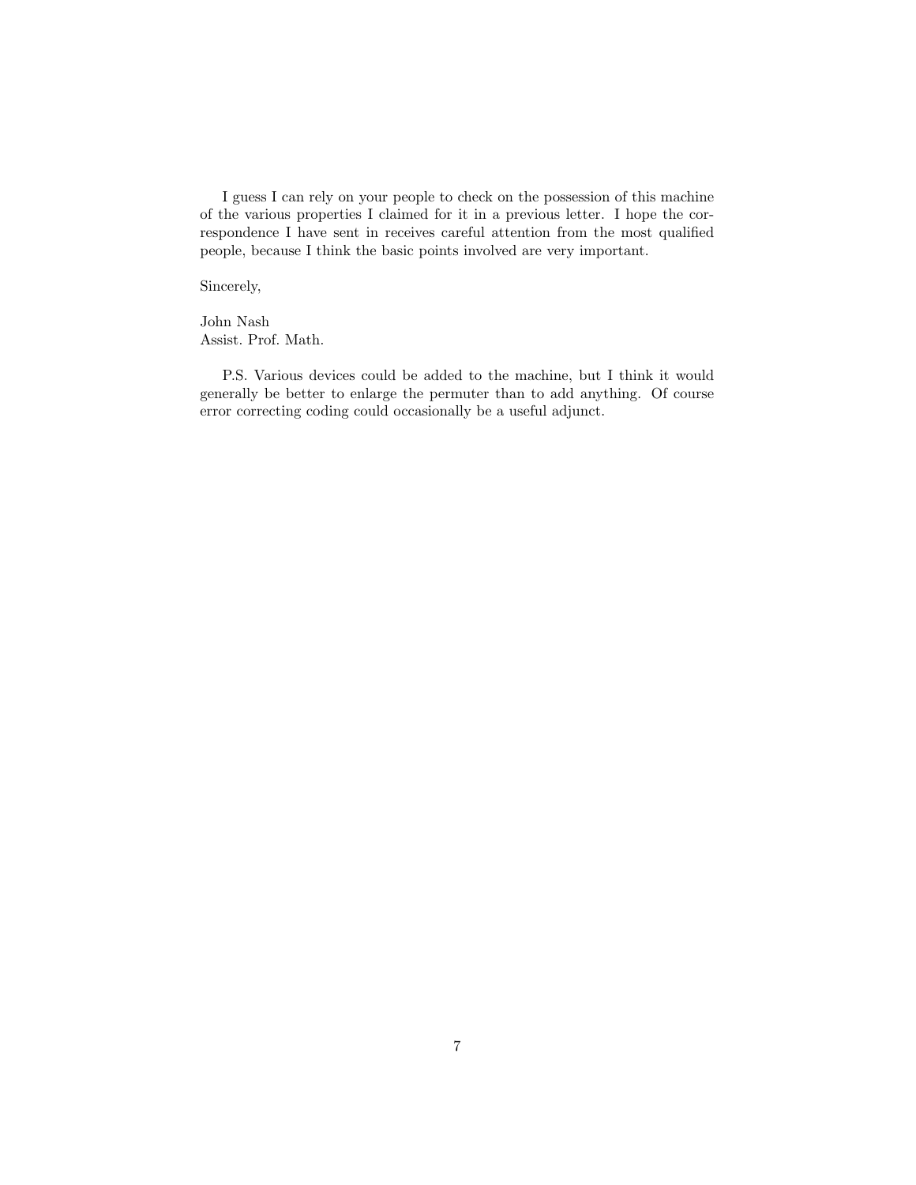I guess I can rely on your people to check on the possession of this machine of the various properties I claimed for it in a previous letter. I hope the correspondence I have sent in receives careful attention from the most qualified people, because I think the basic points involved are very important.

Sincerely,

John Nash
Assist. Prof. Math.

P.S. Various devices could be added to the machine, but I think it would generally be better to enlarge the permuter than to add anything. Of course error correcting coding could occasionally be a useful adjunct.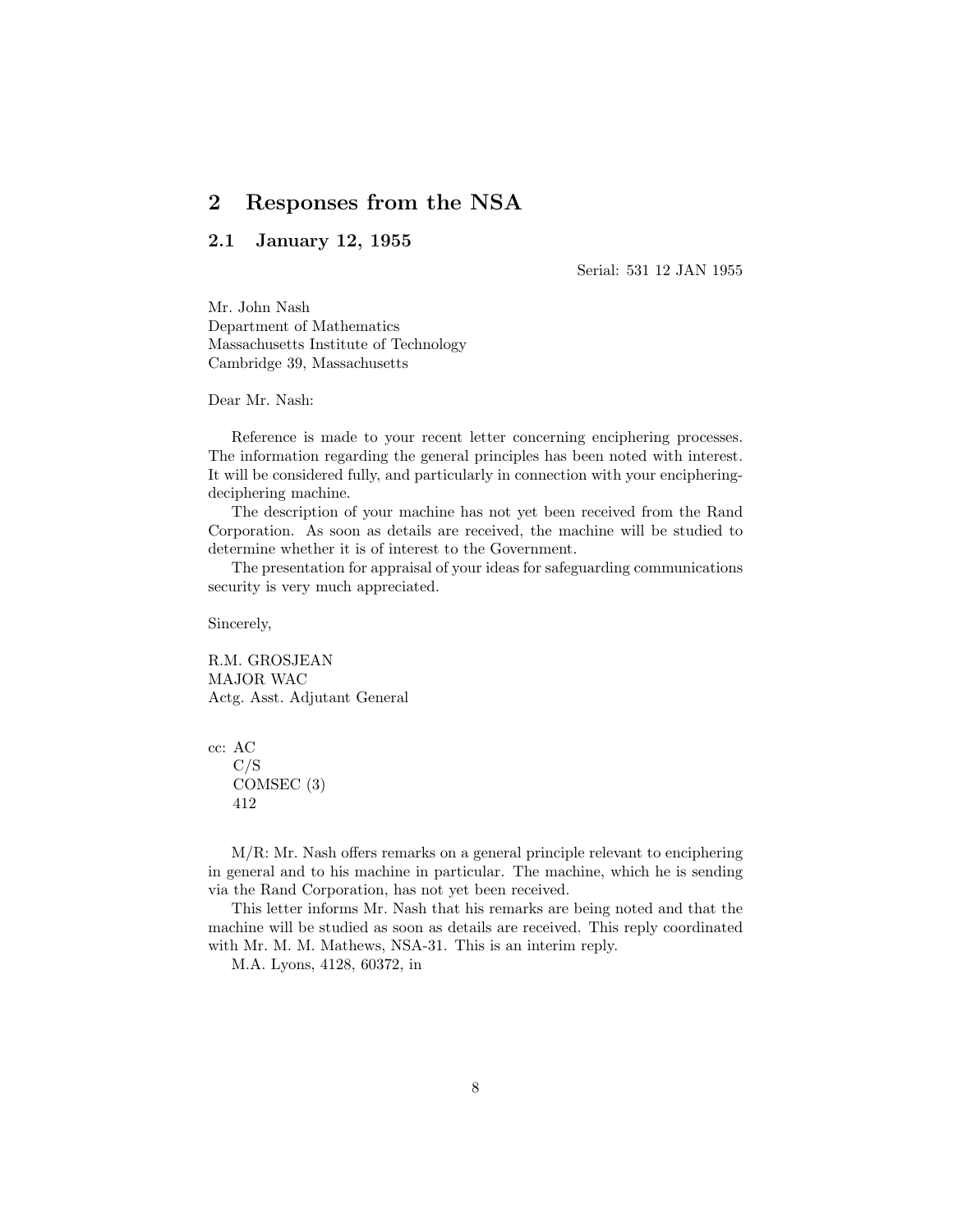## 2 Responses from the NSA

### 2.1 January 12, 1955

Serial: 531 12 JAN 1955

Mr. John Nash
Department of Mathematics
Massachusetts Institute of Technology
Cambridge 39, Massachusetts

Dear Mr. Nash:

Reference is made to your recent letter concerning enciphering processes. The information regarding the general principles has been noted with interest. It will be considered fully, and particularly in connection with your enciphering-deciphering machine.

The description of your machine has not yet been received from the Rand Corporation. As soon as details are received, the machine will be studied to determine whether it is of interest to the Government.

The presentation for appraisal of your ideas for safeguarding communications security is very much appreciated.

Sincerely,

R.M. GROSJEAN
MAJOR WAC
Actg. Asst. Adjutant General

cc: AC
C/S
COMSEC (3)
412

M/R: Mr. Nash offers remarks on a general principle relevant to enciphering in general and to his machine in particular. The machine, which he is sending via the Rand Corporation, has not yet been received.

This letter informs Mr. Nash that his remarks are being noted and that the machine will be studied as soon as details are received. This reply coordinated with Mr. M. M. Mathews, NSA-31. This is an interim reply.

M.A. Lyons, 4128, 60372, in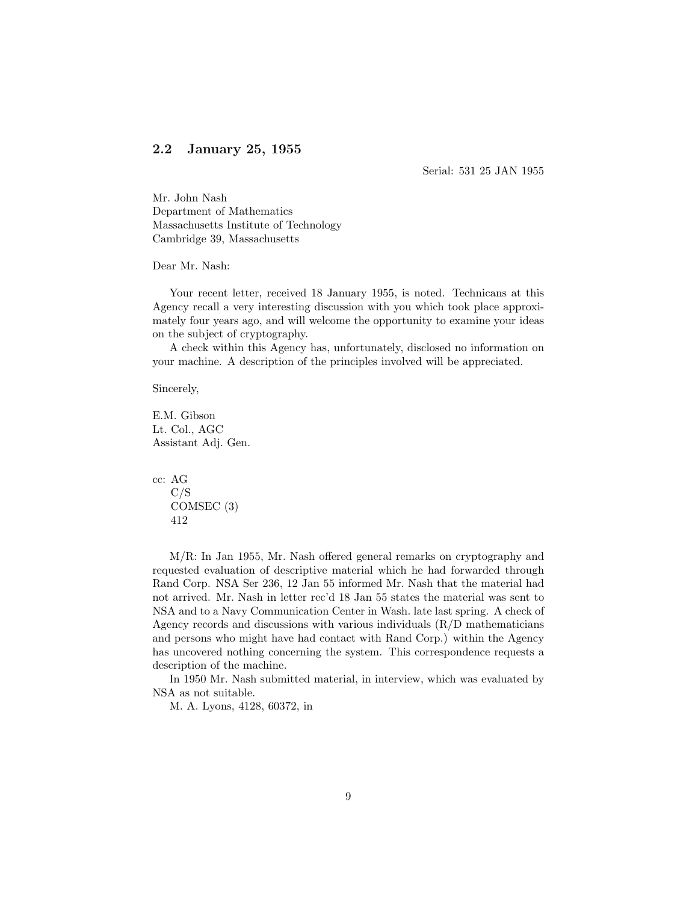## 2.2 January 25, 1955

Serial: 531 25 JAN 1955

Mr. John Nash
Department of Mathematics
Massachusetts Institute of Technology
Cambridge 39, Massachusetts

Dear Mr. Nash:

Your recent letter, received 18 January 1955, is noted. Technicans at this Agency recall a very interesting discussion with you which took place approximately four years ago, and will welcome the opportunity to examine your ideas on the subject of cryptography.

A check within this Agency has, unfortunately, disclosed no information on your machine. A description of the principles involved will be appreciated.

Sincerely,

E.M. Gibson
Lt. Col., AGC
Assistant Adj. Gen.

cc: AG
C/S
COMSEC (3)
412

M/R: In Jan 1955, Mr. Nash offered general remarks on cryptography and requested evaluation of descriptive material which he had forwarded through Rand Corp. NSA Ser 236, 12 Jan 55 informed Mr. Nash that the material had not arrived. Mr. Nash in letter rec'd 18 Jan 55 states the material was sent to NSA and to a Navy Communication Center in Wash. late last spring. A check of Agency records and discussions with various individuals (R/D mathematicians and persons who might have had contact with Rand Corp.) within the Agency has uncovered nothing concerning the system. This correspondence requests a description of the machine.

In 1950 Mr. Nash submitted material, in interview, which was evaluated by NSA as not suitable.

M. A. Lyons, 4128, 60372, in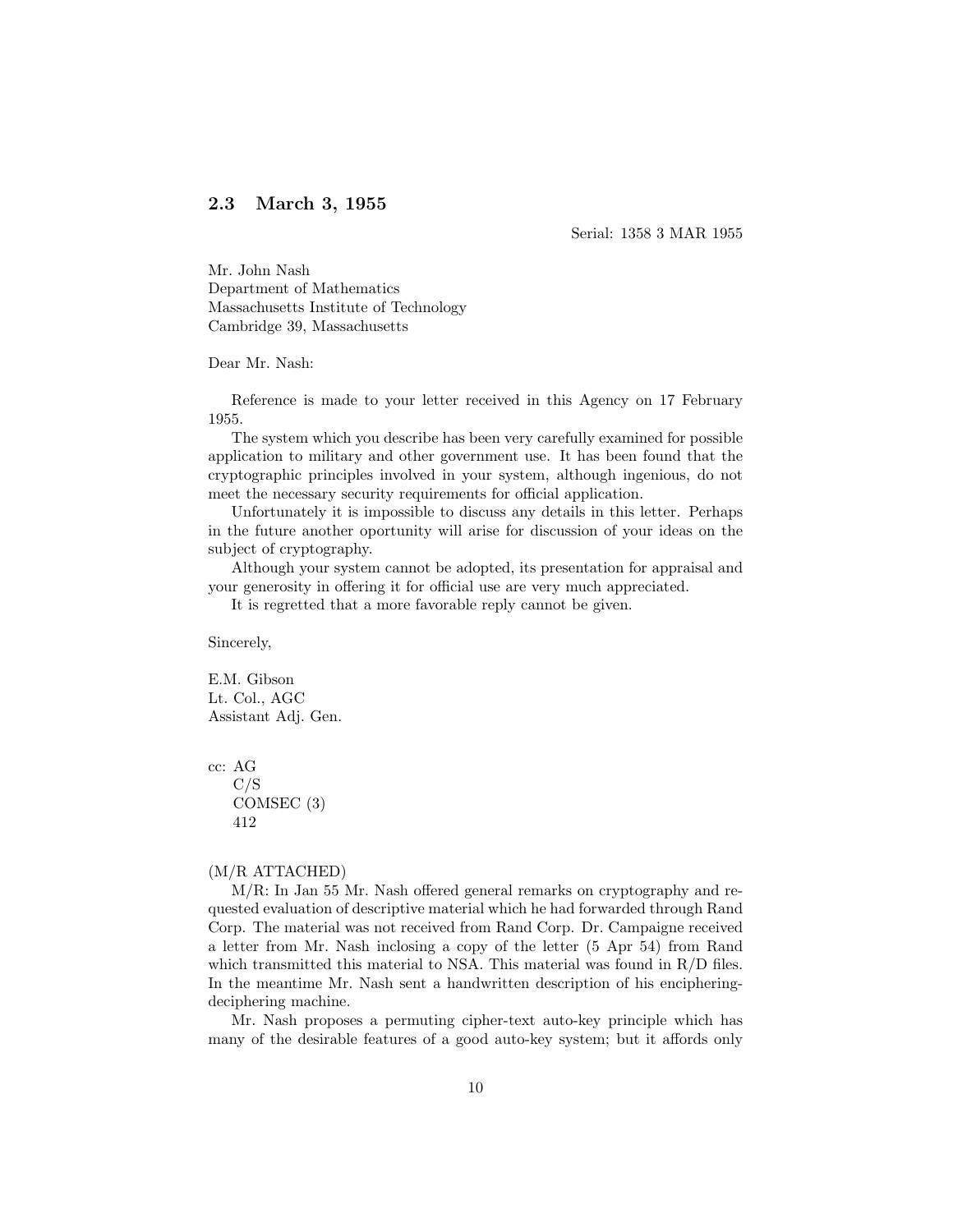## 2.3 March 3, 1955

Serial: 1358 3 MAR 1955

Mr. John Nash
Department of Mathematics
Massachusetts Institute of Technology
Cambridge 39, Massachusetts

Dear Mr. Nash:

Reference is made to your letter received in this Agency on 17 February 1955.

The system which you describe has been very carefully examined for possible application to military and other government use. It has been found that the cryptographic principles involved in your system, although ingenious, do not meet the necessary security requirements for official application.

Unfortunately it is impossible to discuss any details in this letter. Perhaps in the future another oportunity will arise for discussion of your ideas on the subject of cryptography.

Although your system cannot be adopted, its presentation for appraisal and your generosity in offering it for official use are very much appreciated.

It is regretted that a more favorable reply cannot be given.

Sincerely,

E.M. Gibson
Lt. Col., AGC
Assistant Adj. Gen.

cc: AG
C/S
COMSEC (3)
412

(M/R ATTACHED)

M/R: In Jan 55 Mr. Nash offered general remarks on cryptography and requested evaluation of descriptive material which he had forwarded through Rand Corp. The material was not received from Rand Corp. Dr. Campaigne received a letter from Mr. Nash inclosing a copy of the letter (5 Apr 54) from Rand which transmitted this material to NSA. This material was found in R/D files. In the meantime Mr. Nash sent a handwritten description of his enciphering-deciphering machine.

Mr. Nash proposes a permuting cipher-text auto-key principle which has many of the desirable features of a good auto-key system; but it affords only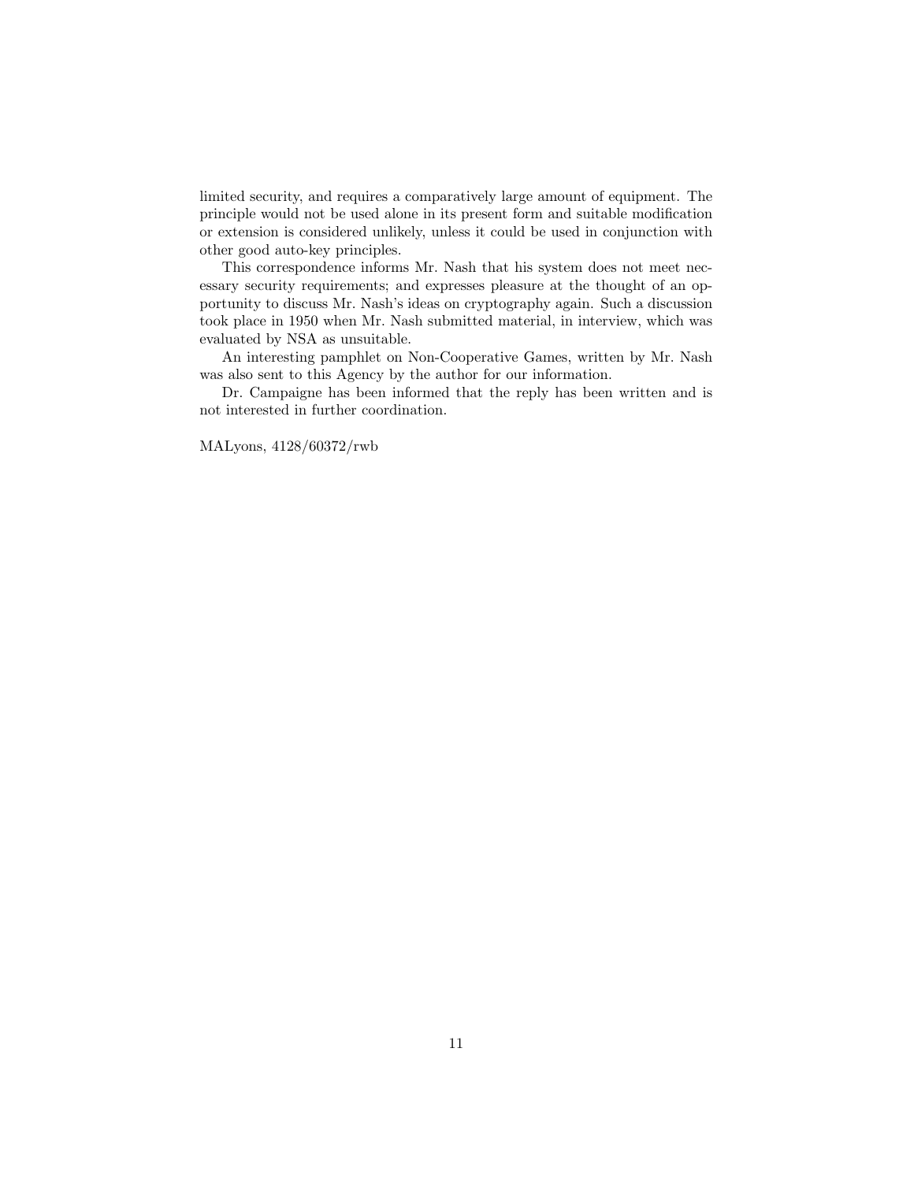limited security, and requires a comparatively large amount of equipment. The principle would not be used alone in its present form and suitable modification or extension is considered unlikely, unless it could be used in conjunction with other good auto-key principles.

This correspondence informs Mr. Nash that his system does not meet necessary security requirements; and expresses pleasure at the thought of an opportunity to discuss Mr. Nash's ideas on cryptography again. Such a discussion took place in 1950 when Mr. Nash submitted material, in interview, which was evaluated by NSA as unsuitable.

An interesting pamphlet on Non-Cooperative Games, written by Mr. Nash was also sent to this Agency by the author for our information.

Dr. Campaigne has been informed that the reply has been written and is not interested in further coordination.

MALyons, 4128/60372/rwb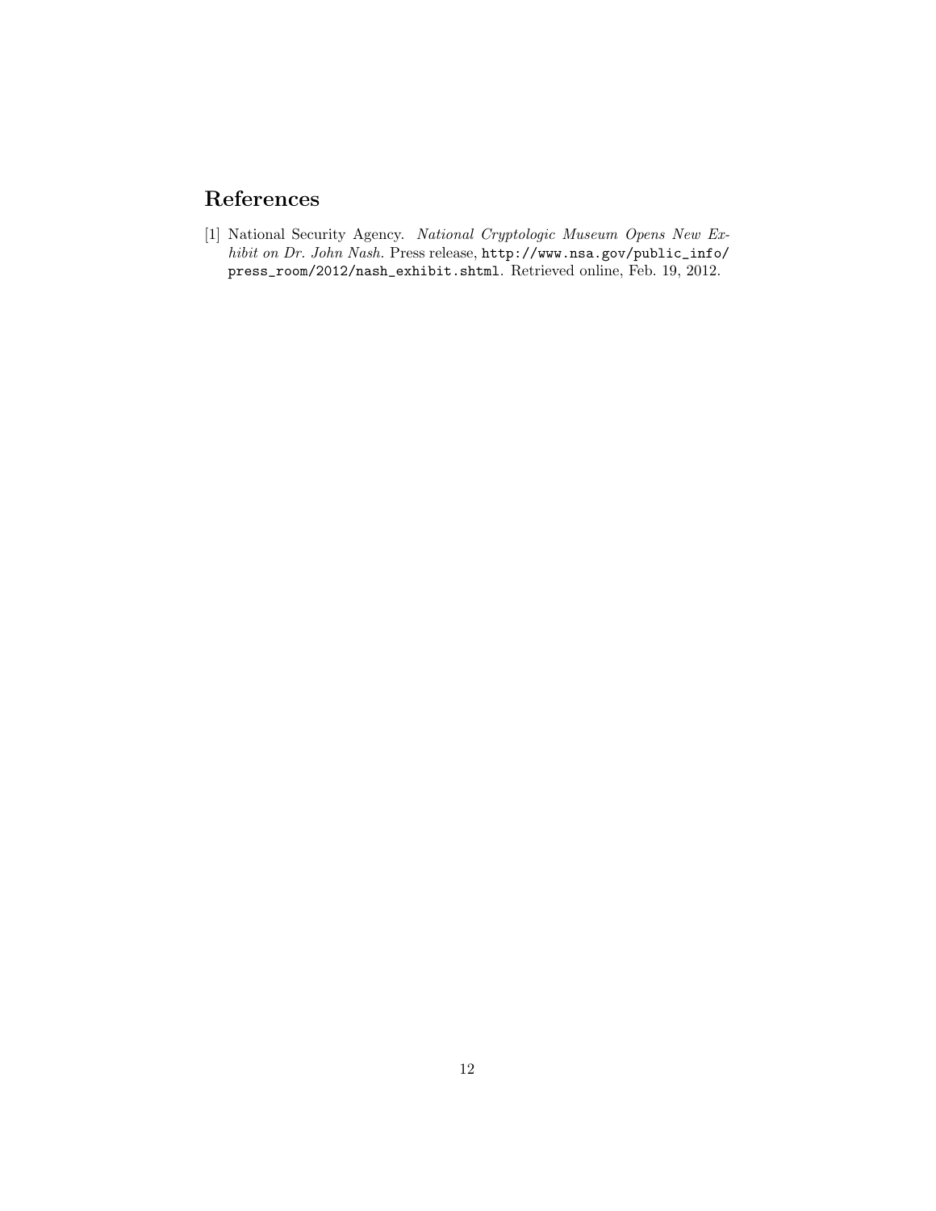## References

[1] National Security Agency. *National Cryptologic Museum Opens New Exhibit on Dr. John Nash.* Press release, `http://www.nsa.gov/public_info/press_room/2012/nash_exhibit.shtml`. Retrieved online, Feb. 19, 2012.